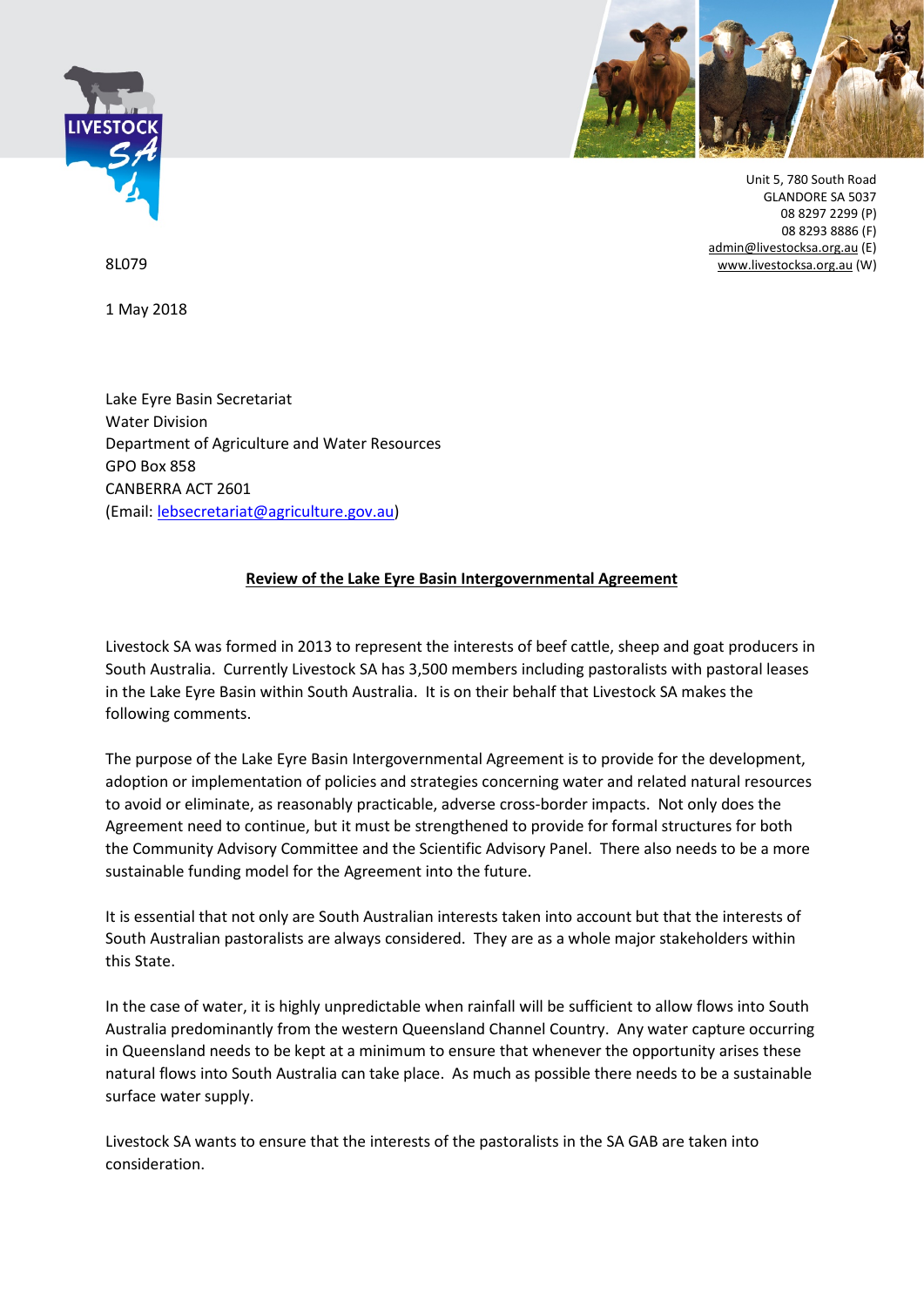Unit 5, 780 South Road
GLANDORE SA 5037
08 8297 2299 (P)
08 8293 8886 (F)
admin@livestocksa.org.au (E)
www.livestocksa.org.au (W)

8L079

1 May 2018

Lake Eyre Basin Secretariat
Water Division
Department of Agriculture and Water Resources
GPO Box 858
CANBERRA ACT 2601
(Email: lebsecretariat@agriculture.gov.au)

**Review of the Lake Eyre Basin Intergovernmental Agreement**

Livestock SA was formed in 2013 to represent the interests of beef cattle, sheep and goat producers in South Australia. Currently Livestock SA has 3,500 members including pastoralists with pastoral leases in the Lake Eyre Basin within South Australia. It is on their behalf that Livestock SA makes the following comments.

The purpose of the Lake Eyre Basin Intergovernmental Agreement is to provide for the development, adoption or implementation of policies and strategies concerning water and related natural resources to avoid or eliminate, as reasonably practicable, adverse cross-border impacts. Not only does the Agreement need to continue, but it must be strengthened to provide for formal structures for both the Community Advisory Committee and the Scientific Advisory Panel. There also needs to be a more sustainable funding model for the Agreement into the future.

It is essential that not only are South Australian interests taken into account but that the interests of South Australian pastoralists are always considered. They are as a whole major stakeholders within this State.

In the case of water, it is highly unpredictable when rainfall will be sufficient to allow flows into South Australia predominantly from the western Queensland Channel Country. Any water capture occurring in Queensland needs to be kept at a minimum to ensure that whenever the opportunity arises these natural flows into South Australia can take place. As much as possible there needs to be a sustainable surface water supply.

Livestock SA wants to ensure that the interests of the pastoralists in the SA GAB are taken into consideration.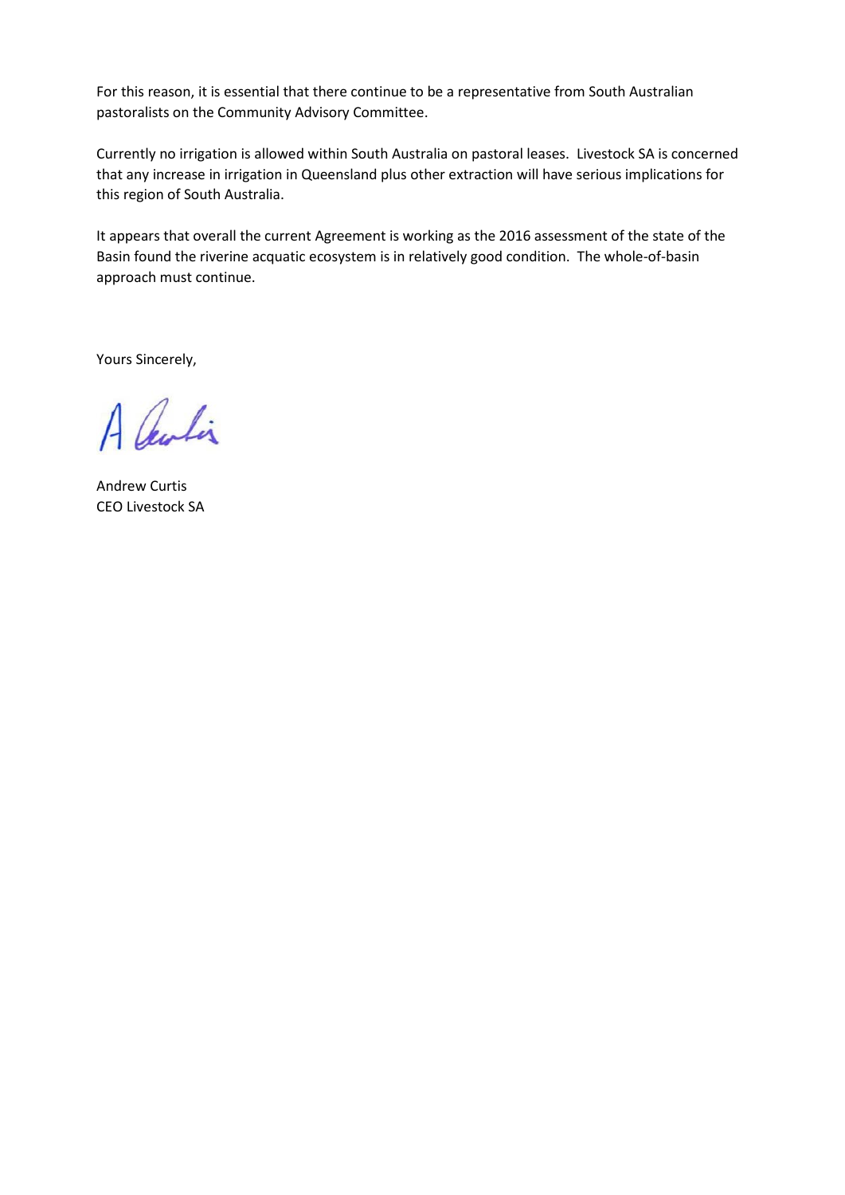For this reason, it is essential that there continue to be a representative from South Australian pastoralists on the Community Advisory Committee.

Currently no irrigation is allowed within South Australia on pastoral leases. Livestock SA is concerned that any increase in irrigation in Queensland plus other extraction will have serious implications for this region of South Australia.

It appears that overall the current Agreement is working as the 2016 assessment of the state of the Basin found the riverine acquatic ecosystem is in relatively good condition. The whole-of-basin approach must continue.

Yours Sincerely,

Andrew Curtis
CEO Livestock SA